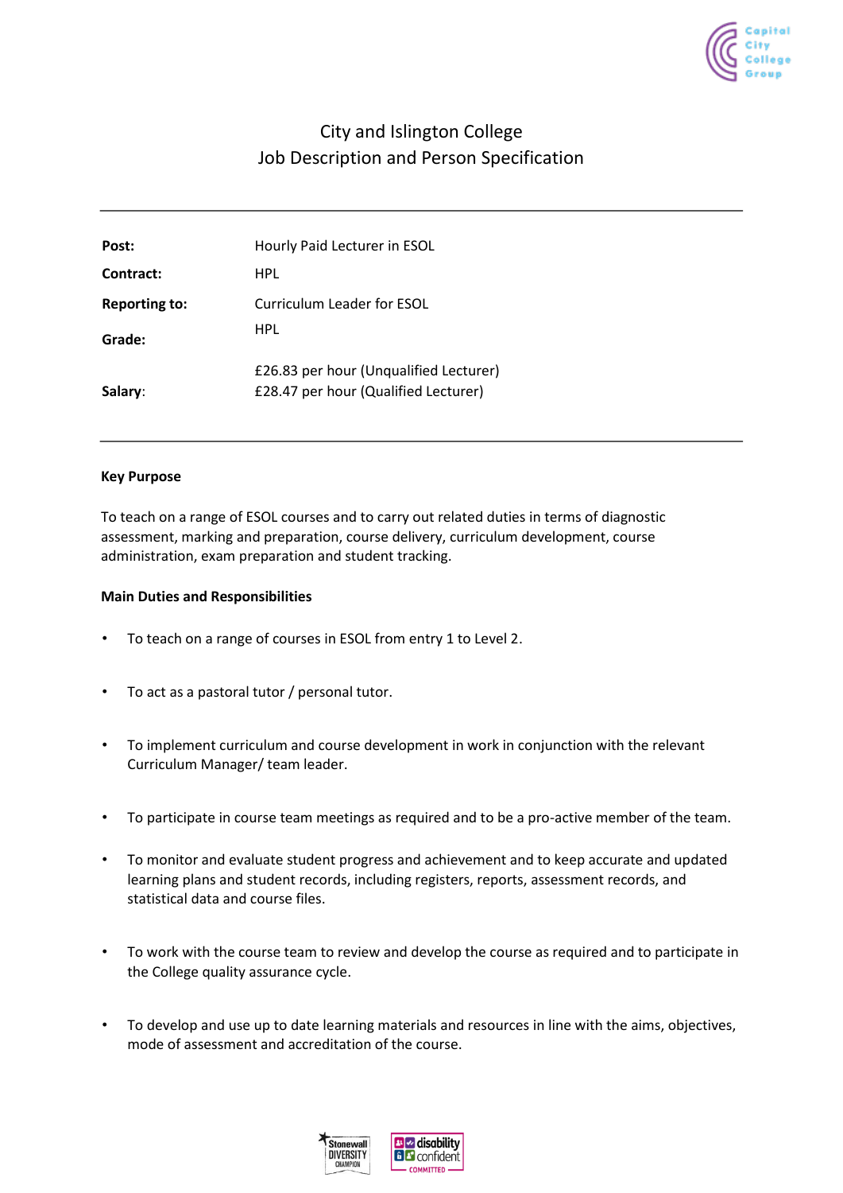# City and Islington College
## Job Description and Person Specification

| | |
|---|---|
| **Post:** | Hourly Paid Lecturer in ESOL |
| **Contract:** | HPL |
| **Reporting to:** | Curriculum Leader for ESOL |
| **Grade:** | HPL |
| **Salary:** | £26.83 per hour (Unqualified Lecturer)<br>£28.47 per hour (Qualified Lecturer) |

**Key Purpose**

To teach on a range of ESOL courses and to carry out related duties in terms of diagnostic assessment, marking and preparation, course delivery, curriculum development, course administration, exam preparation and student tracking.

**Main Duties and Responsibilities**

- To teach on a range of courses in ESOL from entry 1 to Level 2.
- To act as a pastoral tutor / personal tutor.
- To implement curriculum and course development in work in conjunction with the relevant Curriculum Manager/ team leader.
- To participate in course team meetings as required and to be a pro-active member of the team.
- To monitor and evaluate student progress and achievement and to keep accurate and updated learning plans and student records, including registers, reports, assessment records, and statistical data and course files.
- To work with the course team to review and develop the course as required and to participate in the College quality assurance cycle.
- To develop and use up to date learning materials and resources in line with the aims, objectives, mode of assessment and accreditation of the course.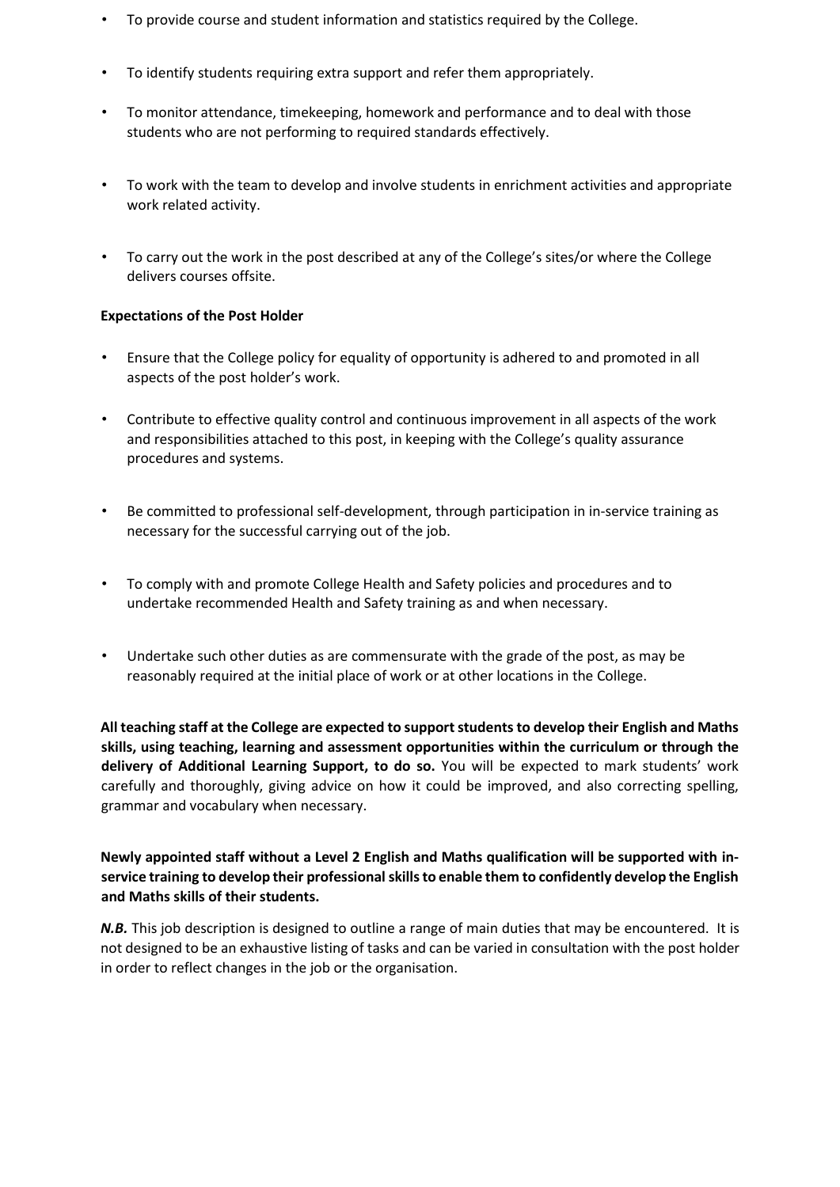- To provide course and student information and statistics required by the College.

- To identify students requiring extra support and refer them appropriately.

- To monitor attendance, timekeeping, homework and performance and to deal with those students who are not performing to required standards effectively.

- To work with the team to develop and involve students in enrichment activities and appropriate work related activity.

- To carry out the work in the post described at any of the College's sites/or where the College delivers courses offsite.

**Expectations of the Post Holder**

- Ensure that the College policy for equality of opportunity is adhered to and promoted in all aspects of the post holder's work.

- Contribute to effective quality control and continuous improvement in all aspects of the work and responsibilities attached to this post, in keeping with the College's quality assurance procedures and systems.

- Be committed to professional self-development, through participation in in-service training as necessary for the successful carrying out of the job.

- To comply with and promote College Health and Safety policies and procedures and to undertake recommended Health and Safety training as and when necessary.

- Undertake such other duties as are commensurate with the grade of the post, as may be reasonably required at the initial place of work or at other locations in the College.

**All teaching staff at the College are expected to support students to develop their English and Maths skills, using teaching, learning and assessment opportunities within the curriculum or through the delivery of Additional Learning Support, to do so.** You will be expected to mark students' work carefully and thoroughly, giving advice on how it could be improved, and also correcting spelling, grammar and vocabulary when necessary.

**Newly appointed staff without a Level 2 English and Maths qualification will be supported with in-service training to develop their professional skills to enable them to confidently develop the English and Maths skills of their students.**

***N.B.*** This job description is designed to outline a range of main duties that may be encountered. It is not designed to be an exhaustive listing of tasks and can be varied in consultation with the post holder in order to reflect changes in the job or the organisation.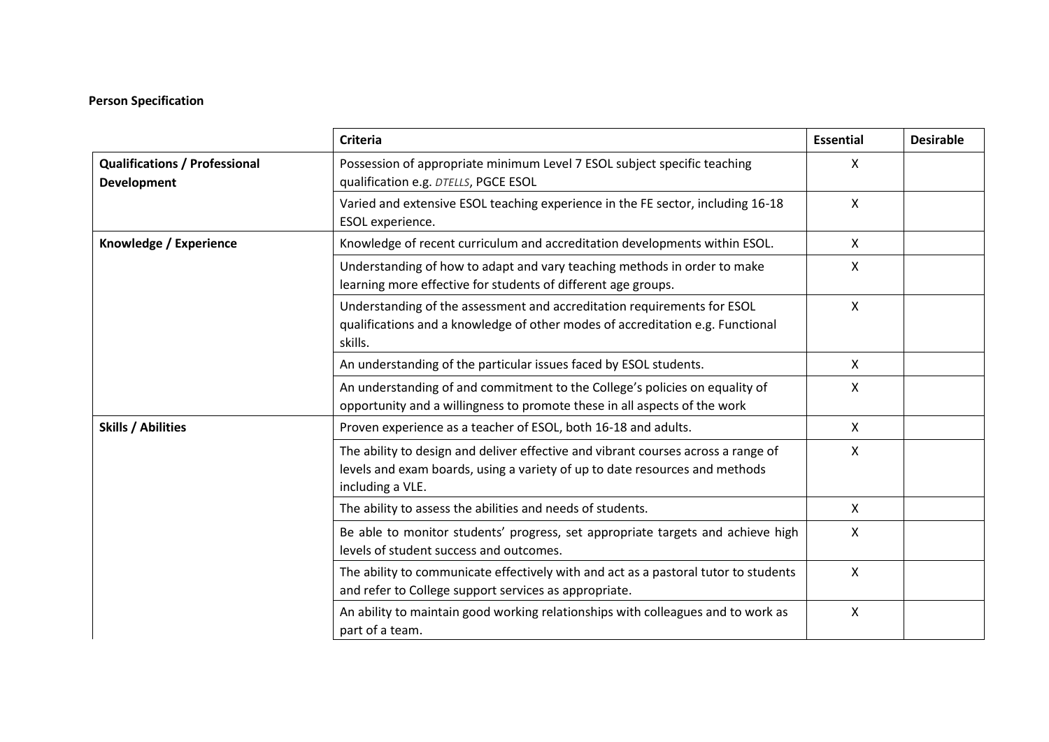**Person Specification**

| | Criteria | Essential | Desirable |
|---|---|---|---|
| **Qualifications / Professional Development** | Possession of appropriate minimum Level 7 ESOL subject specific teaching qualification e.g. *DTELLS*, PGCE ESOL | X | |
| | Varied and extensive ESOL teaching experience in the FE sector, including 16-18 ESOL experience. | X | |
| **Knowledge / Experience** | Knowledge of recent curriculum and accreditation developments within ESOL. | X | |
| | Understanding of how to adapt and vary teaching methods in order to make learning more effective for students of different age groups. | X | |
| | Understanding of the assessment and accreditation requirements for ESOL qualifications and a knowledge of other modes of accreditation e.g. Functional skills. | X | |
| | An understanding of the particular issues faced by ESOL students. | X | |
| | An understanding of and commitment to the College's policies on equality of opportunity and a willingness to promote these in all aspects of the work | X | |
| **Skills / Abilities** | Proven experience as a teacher of ESOL, both 16-18 and adults. | X | |
| | The ability to design and deliver effective and vibrant courses across a range of levels and exam boards, using a variety of up to date resources and methods including a VLE. | X | |
| | The ability to assess the abilities and needs of students. | X | |
| | Be able to monitor students' progress, set appropriate targets and achieve high levels of student success and outcomes. | X | |
| | The ability to communicate effectively with and act as a pastoral tutor to students and refer to College support services as appropriate. | X | |
| | An ability to maintain good working relationships with colleagues and to work as part of a team. | X | |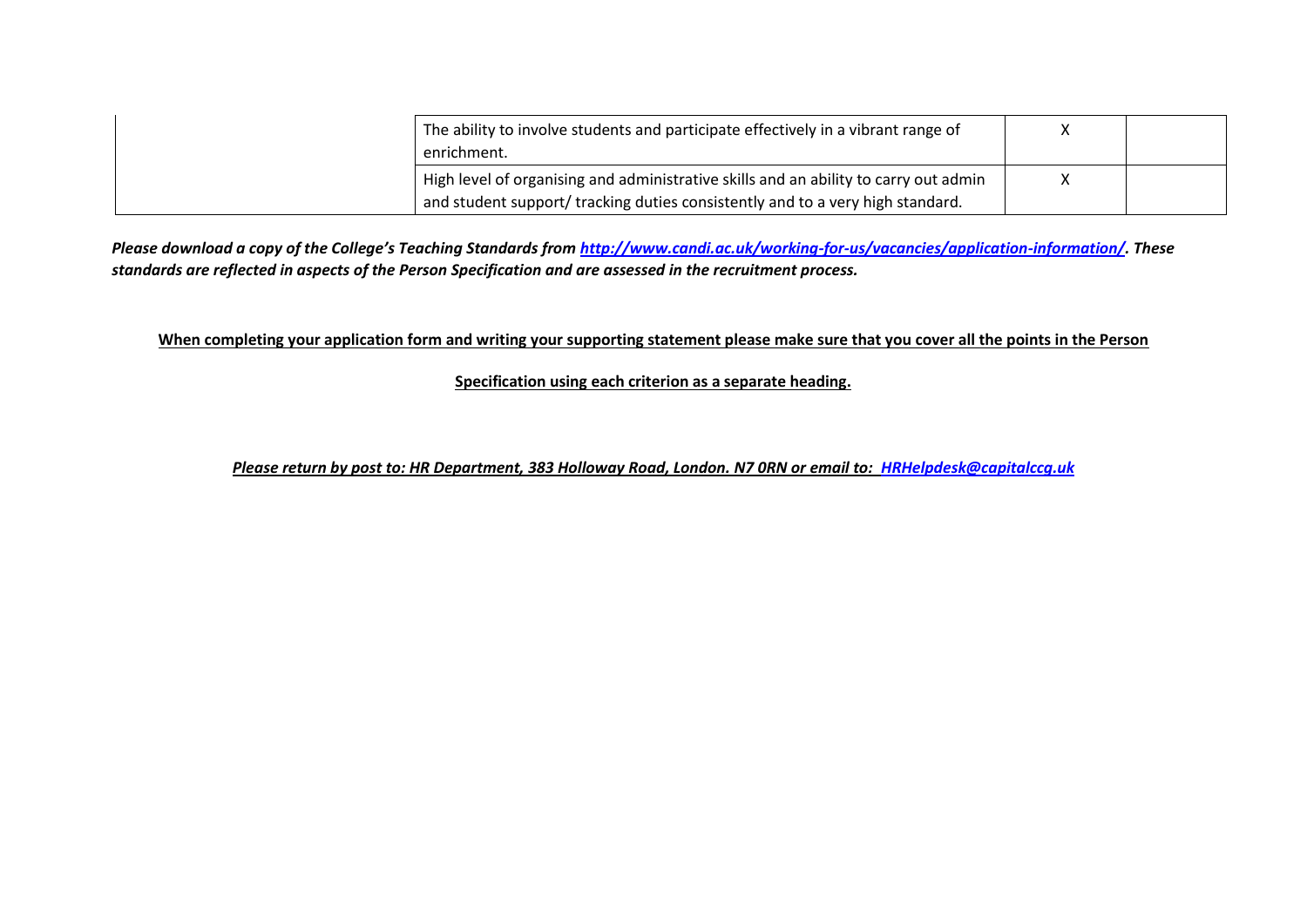| | | | |
|---|---|---|---|
| | The ability to involve students and participate effectively in a vibrant range of enrichment. | X | |
| | High level of organising and administrative skills and an ability to carry out admin and student support/ tracking duties consistently and to a very high standard. | X | |

***Please download a copy of the College's Teaching Standards from [http://www.candi.ac.uk/working-for-us/vacancies/application-information/](http://www.candi.ac.uk/working-for-us/vacancies/application-information/). These standards are reflected in aspects of the Person Specification and are assessed in the recruitment process.***

**When completing your application form and writing your supporting statement please make sure that you cover all the points in the Person Specification using each criterion as a separate heading.**

***Please return by post to: HR Department, 383 Holloway Road, London. N7 0RN or email to: [HRHelpdesk@capitalccg.uk](mailto:HRHelpdesk@capitalccg.uk)***